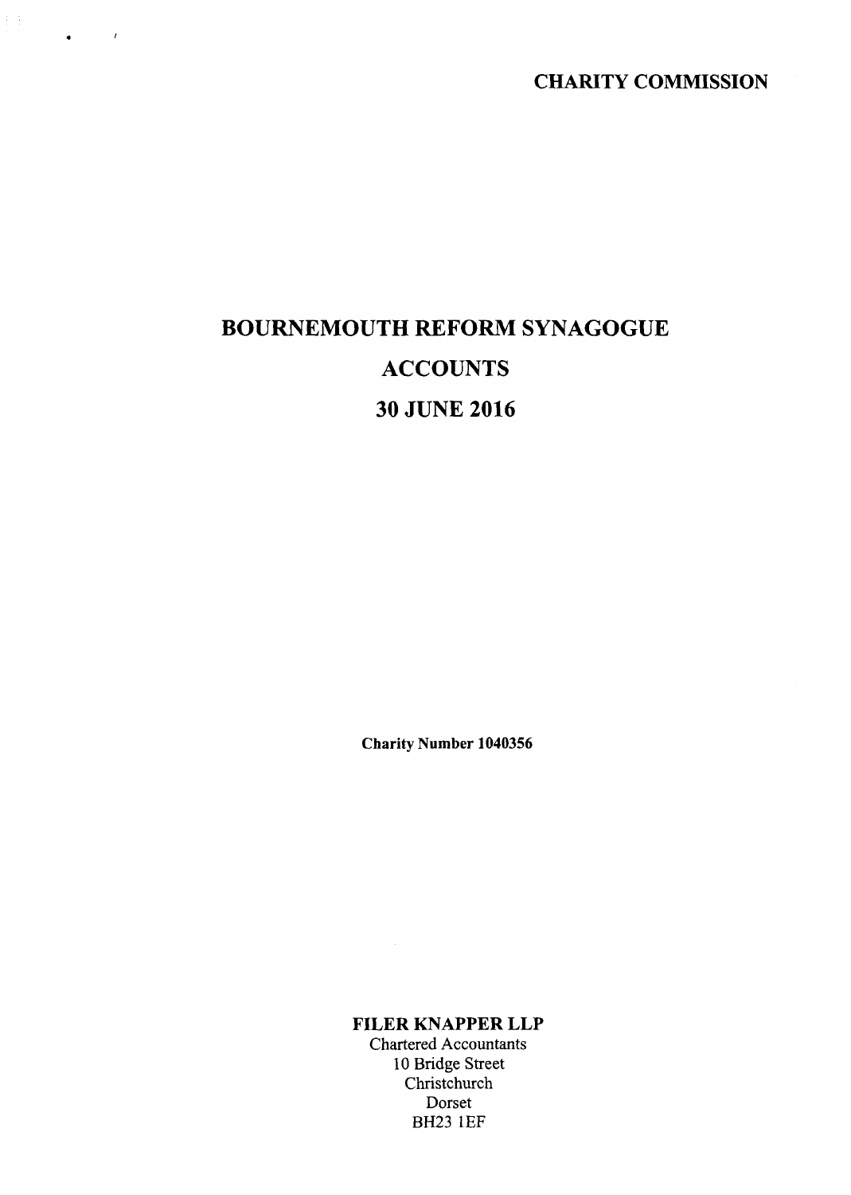**CHARITY COMMISSION**

# BOURNEMOUTH REFORM SYNAGOGUE

# ACCOUNTS

# 30 JUNE 2016

**Charity Number 1040356**

**FILER KNAPPER LLP**

Chartered Accountants
10 Bridge Street
Christchurch
Dorset
BH23 1EF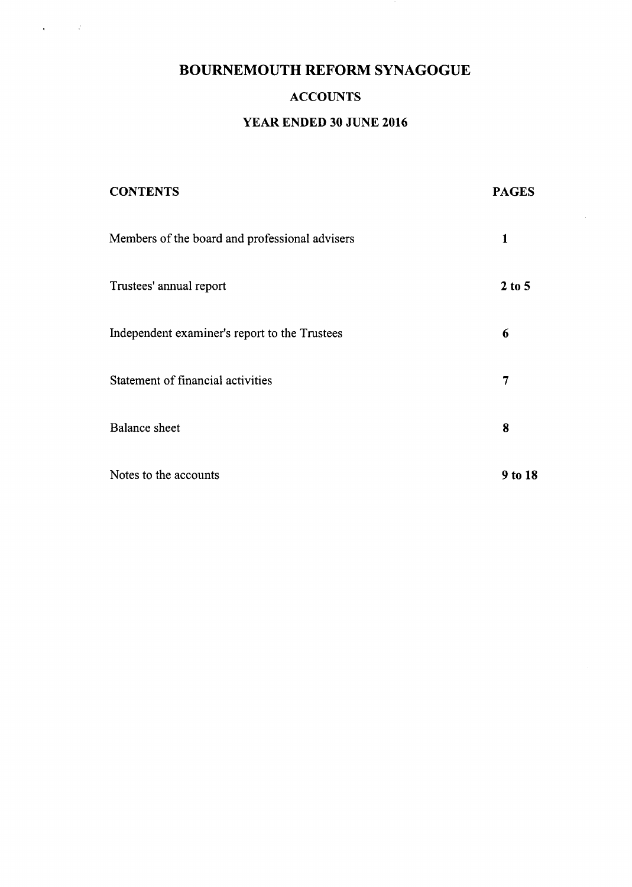# BOURNEMOUTH REFORM SYNAGOGUE

## ACCOUNTS

## YEAR ENDED 30 JUNE 2016

| CONTENTS | PAGES |
|---|---|
| Members of the board and professional advisers | 1 |
| Trustees' annual report | 2 to 5 |
| Independent examiner's report to the Trustees | 6 |
| Statement of financial activities | 7 |
| Balance sheet | 8 |
| Notes to the accounts | 9 to 18 |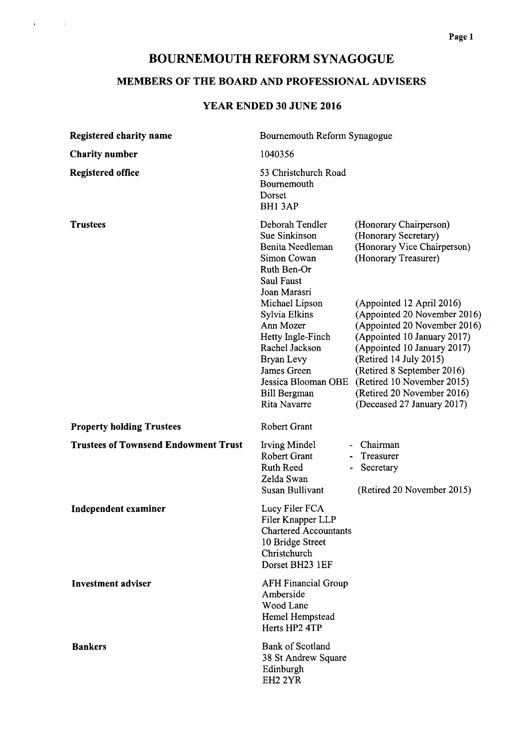# BOURNEMOUTH REFORM SYNAGOGUE

## MEMBERS OF THE BOARD AND PROFESSIONAL ADVISERS

### YEAR ENDED 30 JUNE 2016

| | | |
|---|---|---|
| **Registered charity name** | Bournemouth Reform Synagogue | |
| **Charity number** | 1040356 | |
| **Registered office** | 53 Christchurch Road<br>Bournemouth<br>Dorset<br>BH1 3AP | |
| **Trustees** | Deborah Tendler | (Honorary Chairperson) |
| | Sue Sinkinson | (Honorary Secretary) |
| | Benita Needleman | (Honorary Vice Chairperson) |
| | Simon Cowan | (Honorary Treasurer) |
| | Ruth Ben-Or | |
| | Saul Faust | |
| | Joan Marasri | |
| | Michael Lipson | (Appointed 12 April 2016) |
| | Sylvia Elkins | (Appointed 20 November 2016) |
| | Ann Mozer | (Appointed 20 November 2016) |
| | Hetty Ingle-Finch | (Appointed 10 January 2017) |
| | Rachel Jackson | (Appointed 10 January 2017) |
| | Bryan Levy | (Retired 14 July 2015) |
| | James Green | (Retired 8 September 2016) |
| | Jessica Blooman OBE | (Retired 10 November 2015) |
| | Bill Bergman | (Retired 20 November 2016) |
| | Rita Navarre | (Deceased 27 January 2017) |
| **Property holding Trustees** | Robert Grant | |
| **Trustees of Townsend Endowment Trust** | Irving Mindel | - Chairman |
| | Robert Grant | - Treasurer |
| | Ruth Reed | - Secretary |
| | Zelda Swan | |
| | Susan Bullivant | (Retired 20 November 2015) |
| **Independent examiner** | Lucy Filer FCA<br>Filer Knapper LLP<br>Chartered Accountants<br>10 Bridge Street<br>Christchurch<br>Dorset BH23 1EF | |
| **Investment adviser** | AFH Financial Group<br>Amberside<br>Wood Lane<br>Hemel Hempstead<br>Herts HP2 4TP | |
| **Bankers** | Bank of Scotland<br>38 St Andrew Square<br>Edinburgh<br>EH2 2YR | |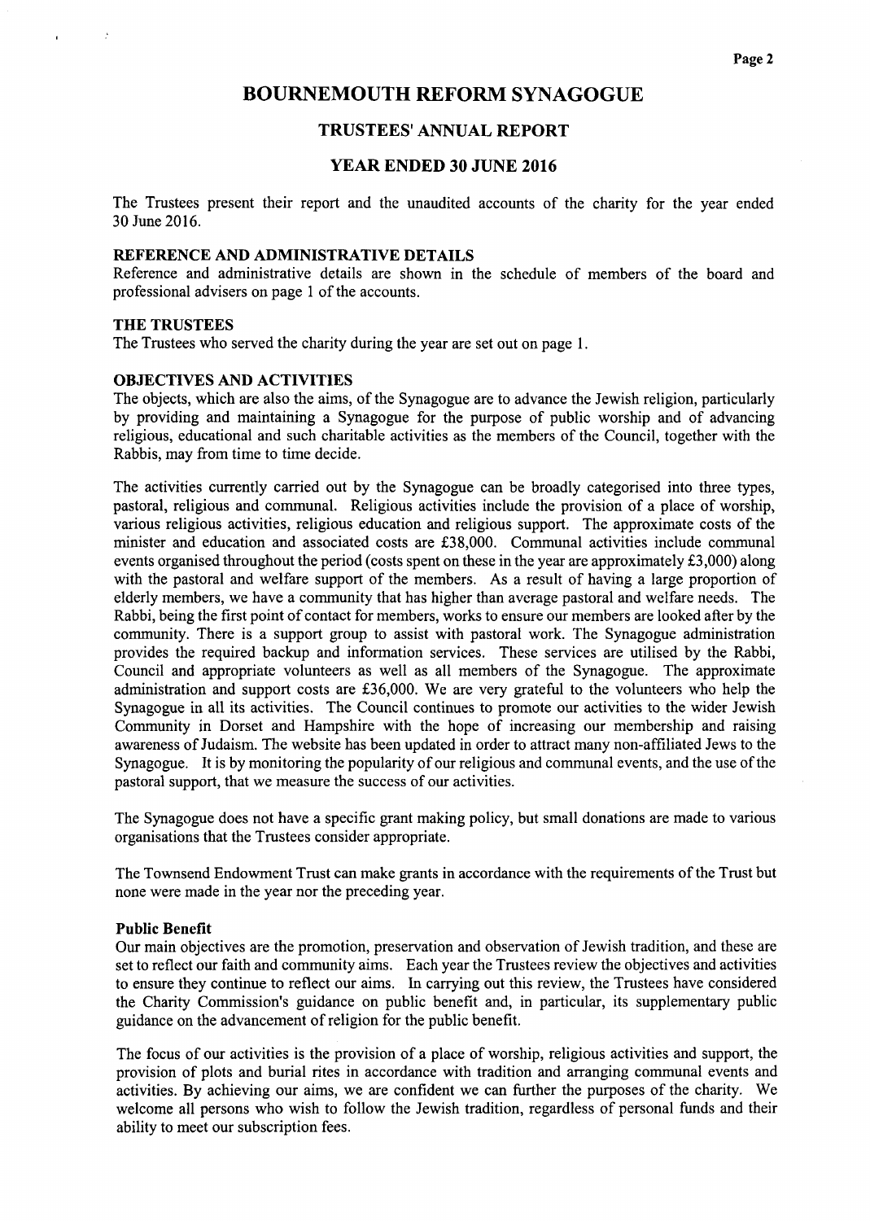# BOURNEMOUTH REFORM SYNAGOGUE

## TRUSTEES' ANNUAL REPORT

## YEAR ENDED 30 JUNE 2016

The Trustees present their report and the unaudited accounts of the charity for the year ended 30 June 2016.

### REFERENCE AND ADMINISTRATIVE DETAILS

Reference and administrative details are shown in the schedule of members of the board and professional advisers on page 1 of the accounts.

### THE TRUSTEES

The Trustees who served the charity during the year are set out on page 1.

### OBJECTIVES AND ACTIVITIES

The objects, which are also the aims, of the Synagogue are to advance the Jewish religion, particularly by providing and maintaining a Synagogue for the purpose of public worship and of advancing religious, educational and such charitable activities as the members of the Council, together with the Rabbis, may from time to time decide.

The activities currently carried out by the Synagogue can be broadly categorised into three types, pastoral, religious and communal. Religious activities include the provision of a place of worship, various religious activities, religious education and religious support. The approximate costs of the minister and education and associated costs are £38,000. Communal activities include communal events organised throughout the period (costs spent on these in the year are approximately £3,000) along with the pastoral and welfare support of the members. As a result of having a large proportion of elderly members, we have a community that has higher than average pastoral and welfare needs. The Rabbi, being the first point of contact for members, works to ensure our members are looked after by the community. There is a support group to assist with pastoral work. The Synagogue administration provides the required backup and information services. These services are utilised by the Rabbi, Council and appropriate volunteers as well as all members of the Synagogue. The approximate administration and support costs are £36,000. We are very grateful to the volunteers who help the Synagogue in all its activities. The Council continues to promote our activities to the wider Jewish Community in Dorset and Hampshire with the hope of increasing our membership and raising awareness of Judaism. The website has been updated in order to attract many non-affiliated Jews to the Synagogue. It is by monitoring the popularity of our religious and communal events, and the use of the pastoral support, that we measure the success of our activities.

The Synagogue does not have a specific grant making policy, but small donations are made to various organisations that the Trustees consider appropriate.

The Townsend Endowment Trust can make grants in accordance with the requirements of the Trust but none were made in the year nor the preceding year.

#### Public Benefit

Our main objectives are the promotion, preservation and observation of Jewish tradition, and these are set to reflect our faith and community aims. Each year the Trustees review the objectives and activities to ensure they continue to reflect our aims. In carrying out this review, the Trustees have considered the Charity Commission's guidance on public benefit and, in particular, its supplementary public guidance on the advancement of religion for the public benefit.

The focus of our activities is the provision of a place of worship, religious activities and support, the provision of plots and burial rites in accordance with tradition and arranging communal events and activities. By achieving our aims, we are confident we can further the purposes of the charity. We welcome all persons who wish to follow the Jewish tradition, regardless of personal funds and their ability to meet our subscription fees.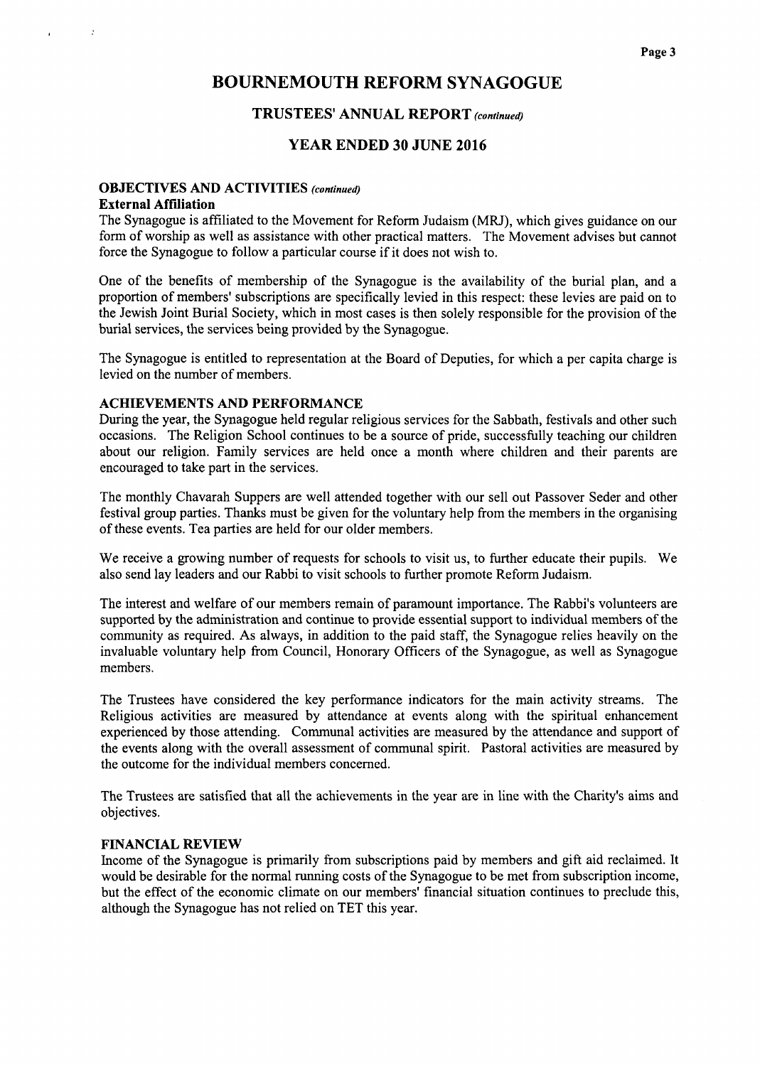# BOURNEMOUTH REFORM SYNAGOGUE

## TRUSTEES' ANNUAL REPORT *(continued)*

## YEAR ENDED 30 JUNE 2016

### OBJECTIVES AND ACTIVITIES *(continued)*

**External Affiliation**

The Synagogue is affiliated to the Movement for Reform Judaism (MRJ), which gives guidance on our form of worship as well as assistance with other practical matters. The Movement advises but cannot force the Synagogue to follow a particular course if it does not wish to.

One of the benefits of membership of the Synagogue is the availability of the burial plan, and a proportion of members' subscriptions are specifically levied in this respect: these levies are paid on to the Jewish Joint Burial Society, which in most cases is then solely responsible for the provision of the burial services, the services being provided by the Synagogue.

The Synagogue is entitled to representation at the Board of Deputies, for which a per capita charge is levied on the number of members.

### ACHIEVEMENTS AND PERFORMANCE

During the year, the Synagogue held regular religious services for the Sabbath, festivals and other such occasions. The Religion School continues to be a source of pride, successfully teaching our children about our religion. Family services are held once a month where children and their parents are encouraged to take part in the services.

The monthly Chavarah Suppers are well attended together with our sell out Passover Seder and other festival group parties. Thanks must be given for the voluntary help from the members in the organising of these events. Tea parties are held for our older members.

We receive a growing number of requests for schools to visit us, to further educate their pupils. We also send lay leaders and our Rabbi to visit schools to further promote Reform Judaism.

The interest and welfare of our members remain of paramount importance. The Rabbi's volunteers are supported by the administration and continue to provide essential support to individual members of the community as required. As always, in addition to the paid staff, the Synagogue relies heavily on the invaluable voluntary help from Council, Honorary Officers of the Synagogue, as well as Synagogue members.

The Trustees have considered the key performance indicators for the main activity streams. The Religious activities are measured by attendance at events along with the spiritual enhancement experienced by those attending. Communal activities are measured by the attendance and support of the events along with the overall assessment of communal spirit. Pastoral activities are measured by the outcome for the individual members concerned.

The Trustees are satisfied that all the achievements in the year are in line with the Charity's aims and objectives.

### FINANCIAL REVIEW

Income of the Synagogue is primarily from subscriptions paid by members and gift aid reclaimed. It would be desirable for the normal running costs of the Synagogue to be met from subscription income, but the effect of the economic climate on our members' financial situation continues to preclude this, although the Synagogue has not relied on TET this year.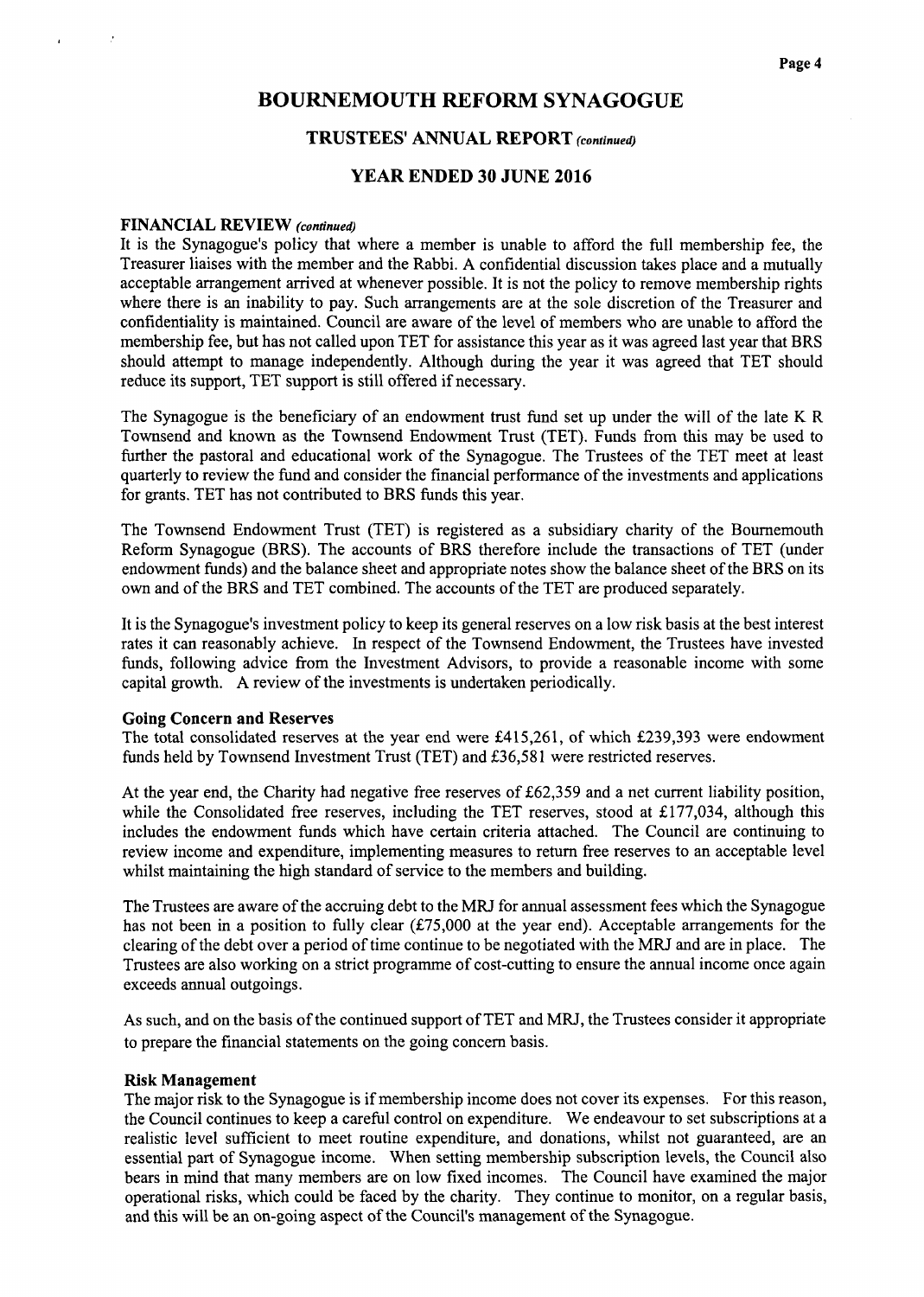# BOURNEMOUTH REFORM SYNAGOGUE

## TRUSTEES' ANNUAL REPORT *(continued)*

## YEAR ENDED 30 JUNE 2016

### FINANCIAL REVIEW *(continued)*

It is the Synagogue's policy that where a member is unable to afford the full membership fee, the Treasurer liaises with the member and the Rabbi. A confidential discussion takes place and a mutually acceptable arrangement arrived at whenever possible. It is not the policy to remove membership rights where there is an inability to pay. Such arrangements are at the sole discretion of the Treasurer and confidentiality is maintained. Council are aware of the level of members who are unable to afford the membership fee, but has not called upon TET for assistance this year as it was agreed last year that BRS should attempt to manage independently. Although during the year it was agreed that TET should reduce its support, TET support is still offered if necessary.

The Synagogue is the beneficiary of an endowment trust fund set up under the will of the late K R Townsend and known as the Townsend Endowment Trust (TET). Funds from this may be used to further the pastoral and educational work of the Synagogue. The Trustees of the TET meet at least quarterly to review the fund and consider the financial performance of the investments and applications for grants. TET has not contributed to BRS funds this year.

The Townsend Endowment Trust (TET) is registered as a subsidiary charity of the Bournemouth Reform Synagogue (BRS). The accounts of BRS therefore include the transactions of TET (under endowment funds) and the balance sheet and appropriate notes show the balance sheet of the BRS on its own and of the BRS and TET combined. The accounts of the TET are produced separately.

It is the Synagogue's investment policy to keep its general reserves on a low risk basis at the best interest rates it can reasonably achieve. In respect of the Townsend Endowment, the Trustees have invested funds, following advice from the Investment Advisors, to provide a reasonable income with some capital growth. A review of the investments is undertaken periodically.

### Going Concern and Reserves

The total consolidated reserves at the year end were £415,261, of which £239,393 were endowment funds held by Townsend Investment Trust (TET) and £36,581 were restricted reserves.

At the year end, the Charity had negative free reserves of £62,359 and a net current liability position, while the Consolidated free reserves, including the TET reserves, stood at £177,034, although this includes the endowment funds which have certain criteria attached. The Council are continuing to review income and expenditure, implementing measures to return free reserves to an acceptable level whilst maintaining the high standard of service to the members and building.

The Trustees are aware of the accruing debt to the MRJ for annual assessment fees which the Synagogue has not been in a position to fully clear (£75,000 at the year end). Acceptable arrangements for the clearing of the debt over a period of time continue to be negotiated with the MRJ and are in place. The Trustees are also working on a strict programme of cost-cutting to ensure the annual income once again exceeds annual outgoings.

As such, and on the basis of the continued support of TET and MRJ, the Trustees consider it appropriate to prepare the financial statements on the going concern basis.

### Risk Management

The major risk to the Synagogue is if membership income does not cover its expenses. For this reason, the Council continues to keep a careful control on expenditure. We endeavour to set subscriptions at a realistic level sufficient to meet routine expenditure, and donations, whilst not guaranteed, are an essential part of Synagogue income. When setting membership subscription levels, the Council also bears in mind that many members are on low fixed incomes. The Council have examined the major operational risks, which could be faced by the charity. They continue to monitor, on a regular basis, and this will be an on-going aspect of the Council's management of the Synagogue.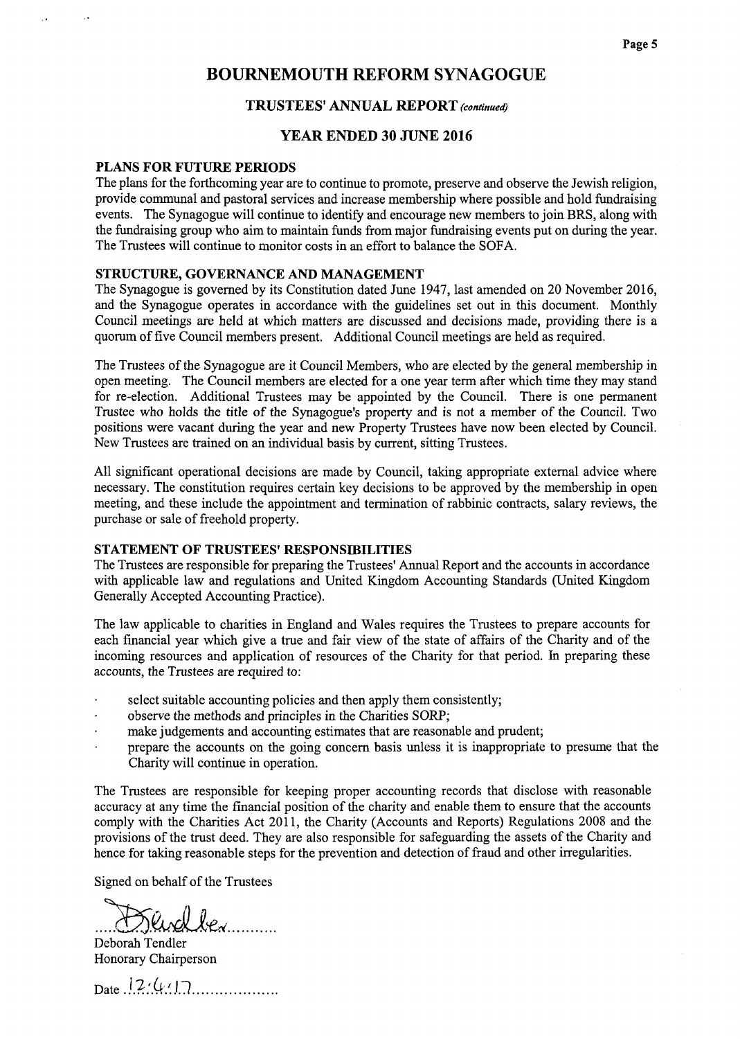# BOURNEMOUTH REFORM SYNAGOGUE

## TRUSTEES' ANNUAL REPORT *(continued)*

## YEAR ENDED 30 JUNE 2016

### PLANS FOR FUTURE PERIODS

The plans for the forthcoming year are to continue to promote, preserve and observe the Jewish religion, provide communal and pastoral services and increase membership where possible and hold fundraising events. The Synagogue will continue to identify and encourage new members to join BRS, along with the fundraising group who aim to maintain funds from major fundraising events put on during the year. The Trustees will continue to monitor costs in an effort to balance the SOFA.

### STRUCTURE, GOVERNANCE AND MANAGEMENT

The Synagogue is governed by its Constitution dated June 1947, last amended on 20 November 2016, and the Synagogue operates in accordance with the guidelines set out in this document. Monthly Council meetings are held at which matters are discussed and decisions made, providing there is a quorum of five Council members present. Additional Council meetings are held as required.

The Trustees of the Synagogue are it Council Members, who are elected by the general membership in open meeting. The Council members are elected for a one year term after which time they may stand for re-election. Additional Trustees may be appointed by the Council. There is one permanent Trustee who holds the title of the Synagogue's property and is not a member of the Council. Two positions were vacant during the year and new Property Trustees have now been elected by Council. New Trustees are trained on an individual basis by current, sitting Trustees.

All significant operational decisions are made by Council, taking appropriate external advice where necessary. The constitution requires certain key decisions to be approved by the membership in open meeting, and these include the appointment and termination of rabbinic contracts, salary reviews, the purchase or sale of freehold property.

### STATEMENT OF TRUSTEES' RESPONSIBILITIES

The Trustees are responsible for preparing the Trustees' Annual Report and the accounts in accordance with applicable law and regulations and United Kingdom Accounting Standards (United Kingdom Generally Accepted Accounting Practice).

The law applicable to charities in England and Wales requires the Trustees to prepare accounts for each financial year which give a true and fair view of the state of affairs of the Charity and of the incoming resources and application of resources of the Charity for that period. In preparing these accounts, the Trustees are required to:

- select suitable accounting policies and then apply them consistently;
- observe the methods and principles in the Charities SORP;
- make judgements and accounting estimates that are reasonable and prudent;
- prepare the accounts on the going concern basis unless it is inappropriate to presume that the Charity will continue in operation.

The Trustees are responsible for keeping proper accounting records that disclose with reasonable accuracy at any time the financial position of the charity and enable them to ensure that the accounts comply with the Charities Act 2011, the Charity (Accounts and Reports) Regulations 2008 and the provisions of the trust deed. They are also responsible for safeguarding the assets of the Charity and hence for taking reasonable steps for the prevention and detection of fraud and other irregularities.

Signed on behalf of the Trustees

D Tendler

Deborah Tendler
Honorary Chairperson

Date 12/4/17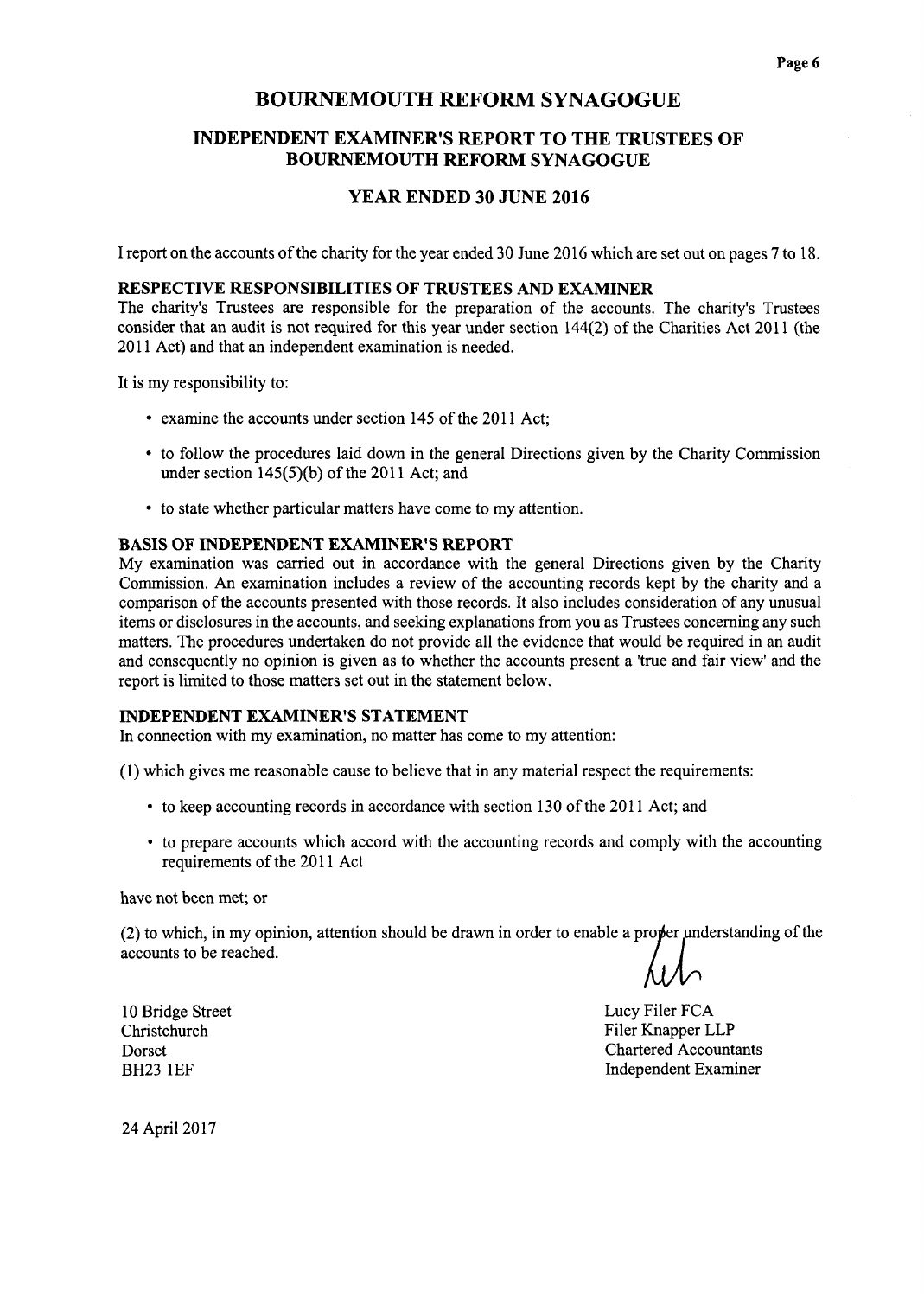# BOURNEMOUTH REFORM SYNAGOGUE

## INDEPENDENT EXAMINER'S REPORT TO THE TRUSTEES OF BOURNEMOUTH REFORM SYNAGOGUE

## YEAR ENDED 30 JUNE 2016

I report on the accounts of the charity for the year ended 30 June 2016 which are set out on pages 7 to 18.

### RESPECTIVE RESPONSIBILITIES OF TRUSTEES AND EXAMINER

The charity's Trustees are responsible for the preparation of the accounts. The charity's Trustees consider that an audit is not required for this year under section 144(2) of the Charities Act 2011 (the 2011 Act) and that an independent examination is needed.

It is my responsibility to:

- examine the accounts under section 145 of the 2011 Act;
- to follow the procedures laid down in the general Directions given by the Charity Commission under section 145(5)(b) of the 2011 Act; and
- to state whether particular matters have come to my attention.

### BASIS OF INDEPENDENT EXAMINER'S REPORT

My examination was carried out in accordance with the general Directions given by the Charity Commission. An examination includes a review of the accounting records kept by the charity and a comparison of the accounts presented with those records. It also includes consideration of any unusual items or disclosures in the accounts, and seeking explanations from you as Trustees concerning any such matters. The procedures undertaken do not provide all the evidence that would be required in an audit and consequently no opinion is given as to whether the accounts present a 'true and fair view' and the report is limited to those matters set out in the statement below.

### INDEPENDENT EXAMINER'S STATEMENT

In connection with my examination, no matter has come to my attention:

(1) which gives me reasonable cause to believe that in any material respect the requirements:

- to keep accounting records in accordance with section 130 of the 2011 Act; and
- to prepare accounts which accord with the accounting records and comply with the accounting requirements of the 2011 Act

have not been met; or

(2) to which, in my opinion, attention should be drawn in order to enable a proper understanding of the accounts to be reached.

10 Bridge Street
Christchurch
Dorset
BH23 1EF

Lucy Filer FCA
Filer Knapper LLP
Chartered Accountants
Independent Examiner

24 April 2017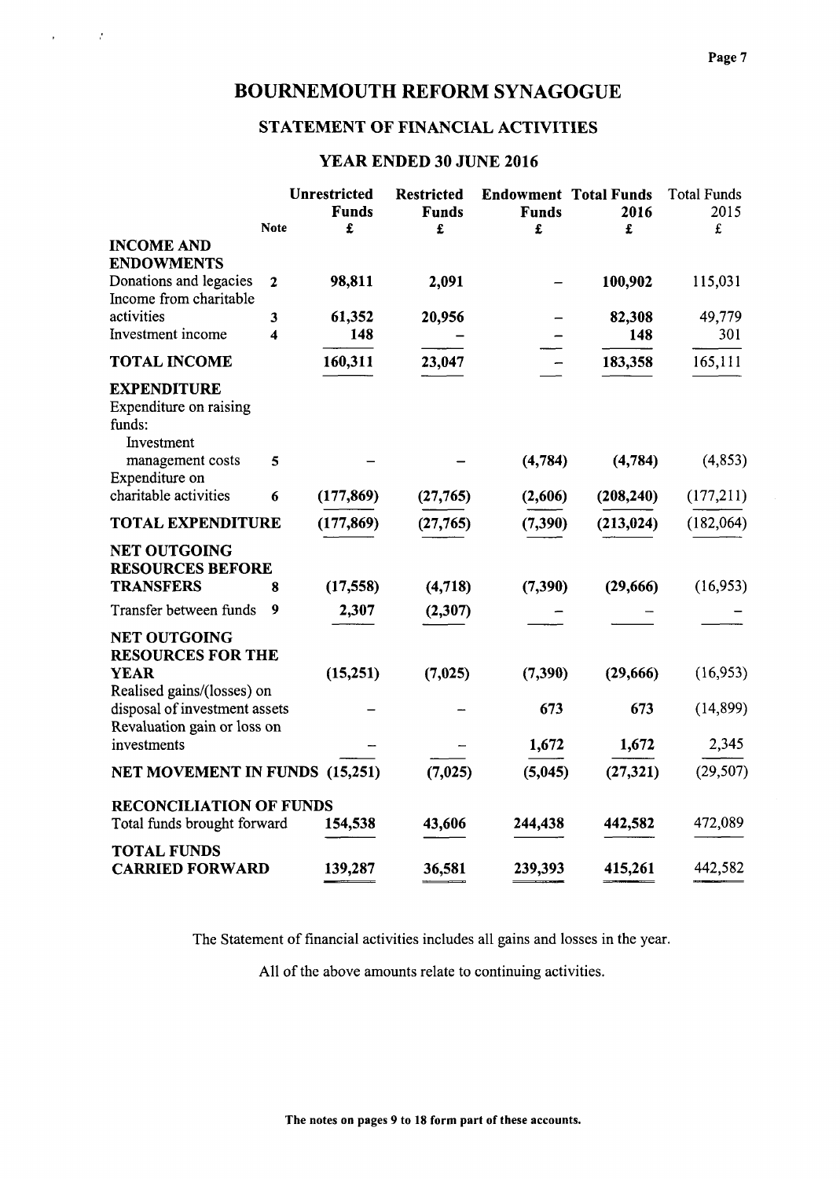# BOURNEMOUTH REFORM SYNAGOGUE

## STATEMENT OF FINANCIAL ACTIVITIES

### YEAR ENDED 30 JUNE 2016

| | Note | Unrestricted Funds £ | Restricted Funds £ | Endowment Funds £ | Total Funds 2016 £ | Total Funds 2015 £ |
|---|---|---|---|---|---|---|
| **INCOME AND ENDOWMENTS** | | | | | | |
| Donations and legacies | 2 | **98,811** | **2,091** | – | **100,902** | 115,031 |
| Income from charitable activities | 3 | **61,352** | **20,956** | – | **82,308** | 49,779 |
| Investment income | 4 | **148** | – | – | **148** | 301 |
| **TOTAL INCOME** | | **160,311** | **23,047** | – | **183,358** | 165,111 |
| **EXPENDITURE** | | | | | | |
| Expenditure on raising funds: Investment management costs | 5 | – | – | **(4,784)** | **(4,784)** | (4,853) |
| Expenditure on charitable activities | 6 | **(177,869)** | **(27,765)** | **(2,606)** | **(208,240)** | (177,211) |
| **TOTAL EXPENDITURE** | | **(177,869)** | **(27,765)** | **(7,390)** | **(213,024)** | (182,064) |
| **NET OUTGOING RESOURCES BEFORE TRANSFERS** | 8 | **(17,558)** | **(4,718)** | **(7,390)** | **(29,666)** | (16,953) |
| Transfer between funds | 9 | **2,307** | **(2,307)** | – | – | – |
| **NET OUTGOING RESOURCES FOR THE YEAR** | | **(15,251)** | **(7,025)** | **(7,390)** | **(29,666)** | (16,953) |
| Realised gains/(losses) on disposal of investment assets | | – | – | **673** | **673** | (14,899) |
| Revaluation gain or loss on investments | | – | – | **1,672** | **1,672** | 2,345 |
| **NET MOVEMENT IN FUNDS** | | **(15,251)** | **(7,025)** | **(5,045)** | **(27,321)** | (29,507) |
| **RECONCILIATION OF FUNDS** | | | | | | |
| Total funds brought forward | | **154,538** | **43,606** | **244,438** | **442,582** | 472,089 |
| **TOTAL FUNDS CARRIED FORWARD** | | **139,287** | **36,581** | **239,393** | **415,261** | 442,582 |

The Statement of financial activities includes all gains and losses in the year.

All of the above amounts relate to continuing activities.

**The notes on pages 9 to 18 form part of these accounts.**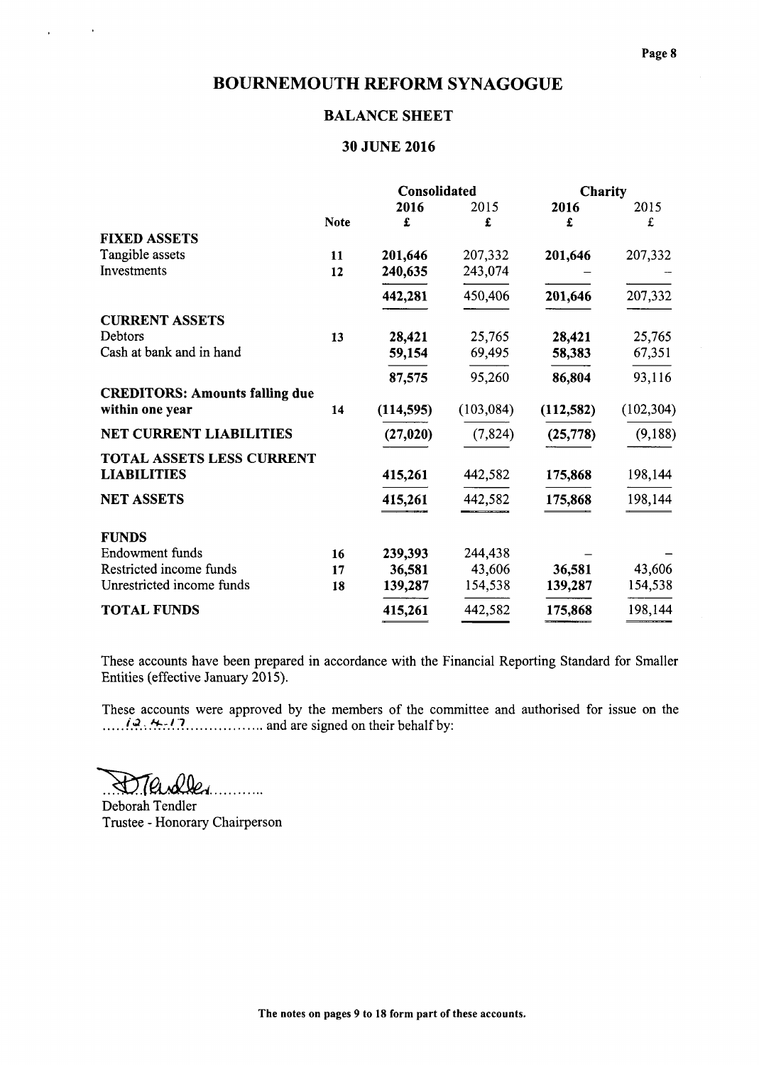# BOURNEMOUTH REFORM SYNAGOGUE

## BALANCE SHEET

### 30 JUNE 2016

| | | Consolidated | | Charity | |
|---|---|---|---|---|---|
| | Note | **2016** **£** | 2015 £ | **2016** **£** | 2015 £ |
| **FIXED ASSETS** | | | | | |
| Tangible assets | **11** | **201,646** | 207,332 | **201,646** | 207,332 |
| Investments | **12** | **240,635** | 243,074 | – | – |
| | | **442,281** | 450,406 | **201,646** | 207,332 |
| **CURRENT ASSETS** | | | | | |
| Debtors | **13** | **28,421** | 25,765 | **28,421** | 25,765 |
| Cash at bank and in hand | | **59,154** | 69,495 | **58,383** | 67,351 |
| | | **87,575** | 95,260 | **86,804** | 93,116 |
| **CREDITORS: Amounts falling due within one year** | **14** | **(114,595)** | (103,084) | **(112,582)** | (102,304) |
| **NET CURRENT LIABILITIES** | | **(27,020)** | (7,824) | **(25,778)** | (9,188) |
| **TOTAL ASSETS LESS CURRENT LIABILITIES** | | **415,261** | 442,582 | **175,868** | 198,144 |
| **NET ASSETS** | | **415,261** | 442,582 | **175,868** | 198,144 |
| **FUNDS** | | | | | |
| Endowment funds | **16** | **239,393** | 244,438 | – | – |
| Restricted income funds | **17** | **36,581** | 43,606 | **36,581** | 43,606 |
| Unrestricted income funds | **18** | **139,287** | 154,538 | **139,287** | 154,538 |
| **TOTAL FUNDS** | | **415,261** | 442,582 | **175,868** | 198,144 |

These accounts have been prepared in accordance with the Financial Reporting Standard for Smaller Entities (effective January 2015).

These accounts were approved by the members of the committee and authorised for issue on the .....12.4.17.................. and are signed on their behalf by:

D Tendler...........

Deborah Tendler
Trustee - Honorary Chairperson

**The notes on pages 9 to 18 form part of these accounts.**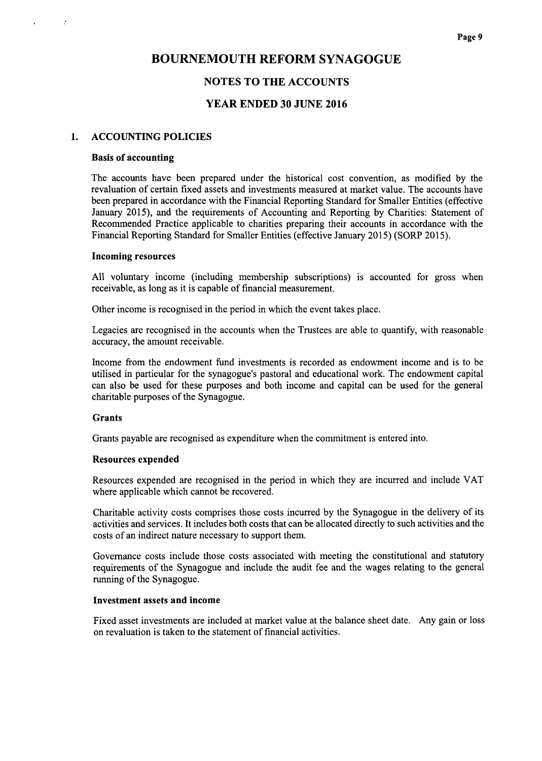# BOURNEMOUTH REFORM SYNAGOGUE

## NOTES TO THE ACCOUNTS

## YEAR ENDED 30 JUNE 2016

### 1. ACCOUNTING POLICIES

**Basis of accounting**

The accounts have been prepared under the historical cost convention, as modified by the revaluation of certain fixed assets and investments measured at market value. The accounts have been prepared in accordance with the Financial Reporting Standard for Smaller Entities (effective January 2015), and the requirements of Accounting and Reporting by Charities: Statement of Recommended Practice applicable to charities preparing their accounts in accordance with the Financial Reporting Standard for Smaller Entities (effective January 2015) (SORP 2015).

**Incoming resources**

All voluntary income (including membership subscriptions) is accounted for gross when receivable, as long as it is capable of financial measurement.

Other income is recognised in the period in which the event takes place.

Legacies are recognised in the accounts when the Trustees are able to quantify, with reasonable accuracy, the amount receivable.

Income from the endowment fund investments is recorded as endowment income and is to be utilised in particular for the synagogue's pastoral and educational work. The endowment capital can also be used for these purposes and both income and capital can be used for the general charitable purposes of the Synagogue.

**Grants**

Grants payable are recognised as expenditure when the commitment is entered into.

**Resources expended**

Resources expended are recognised in the period in which they are incurred and include VAT where applicable which cannot be recovered.

Charitable activity costs comprises those costs incurred by the Synagogue in the delivery of its activities and services. It includes both costs that can be allocated directly to such activities and the costs of an indirect nature necessary to support them.

Governance costs include those costs associated with meeting the constitutional and statutory requirements of the Synagogue and include the audit fee and the wages relating to the general running of the Synagogue.

**Investment assets and income**

Fixed asset investments are included at market value at the balance sheet date. Any gain or loss on revaluation is taken to the statement of financial activities.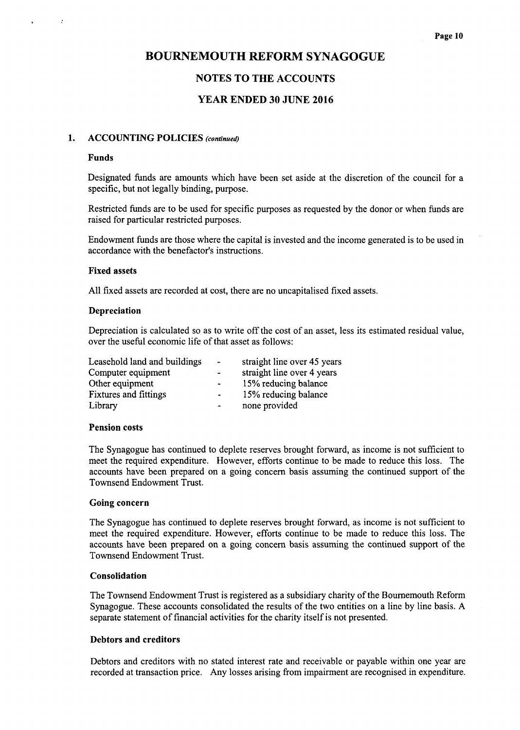# BOURNEMOUTH REFORM SYNAGOGUE

## NOTES TO THE ACCOUNTS

## YEAR ENDED 30 JUNE 2016

### 1. ACCOUNTING POLICIES *(continued)*

**Funds**

Designated funds are amounts which have been set aside at the discretion of the council for a specific, but not legally binding, purpose.

Restricted funds are to be used for specific purposes as requested by the donor or when funds are raised for particular restricted purposes.

Endowment funds are those where the capital is invested and the income generated is to be used in accordance with the benefactor's instructions.

**Fixed assets**

All fixed assets are recorded at cost, there are no uncapitalised fixed assets.

**Depreciation**

Depreciation is calculated so as to write off the cost of an asset, less its estimated residual value, over the useful economic life of that asset as follows:

| | | |
|---|---|---|
| Leasehold land and buildings | - | straight line over 45 years |
| Computer equipment | - | straight line over 4 years |
| Other equipment | - | 15% reducing balance |
| Fixtures and fittings | - | 15% reducing balance |
| Library | - | none provided |

**Pension costs**

The Synagogue has continued to deplete reserves brought forward, as income is not sufficient to meet the required expenditure. However, efforts continue to be made to reduce this loss. The accounts have been prepared on a going concern basis assuming the continued support of the Townsend Endowment Trust.

**Going concern**

The Synagogue has continued to deplete reserves brought forward, as income is not sufficient to meet the required expenditure. However, efforts continue to be made to reduce this loss. The accounts have been prepared on a going concern basis assuming the continued support of the Townsend Endowment Trust.

**Consolidation**

The Townsend Endowment Trust is registered as a subsidiary charity of the Bournemouth Reform Synagogue. These accounts consolidated the results of the two entities on a line by line basis. A separate statement of financial activities for the charity itself is not presented.

**Debtors and creditors**

Debtors and creditors with no stated interest rate and receivable or payable within one year are recorded at transaction price. Any losses arising from impairment are recognised in expenditure.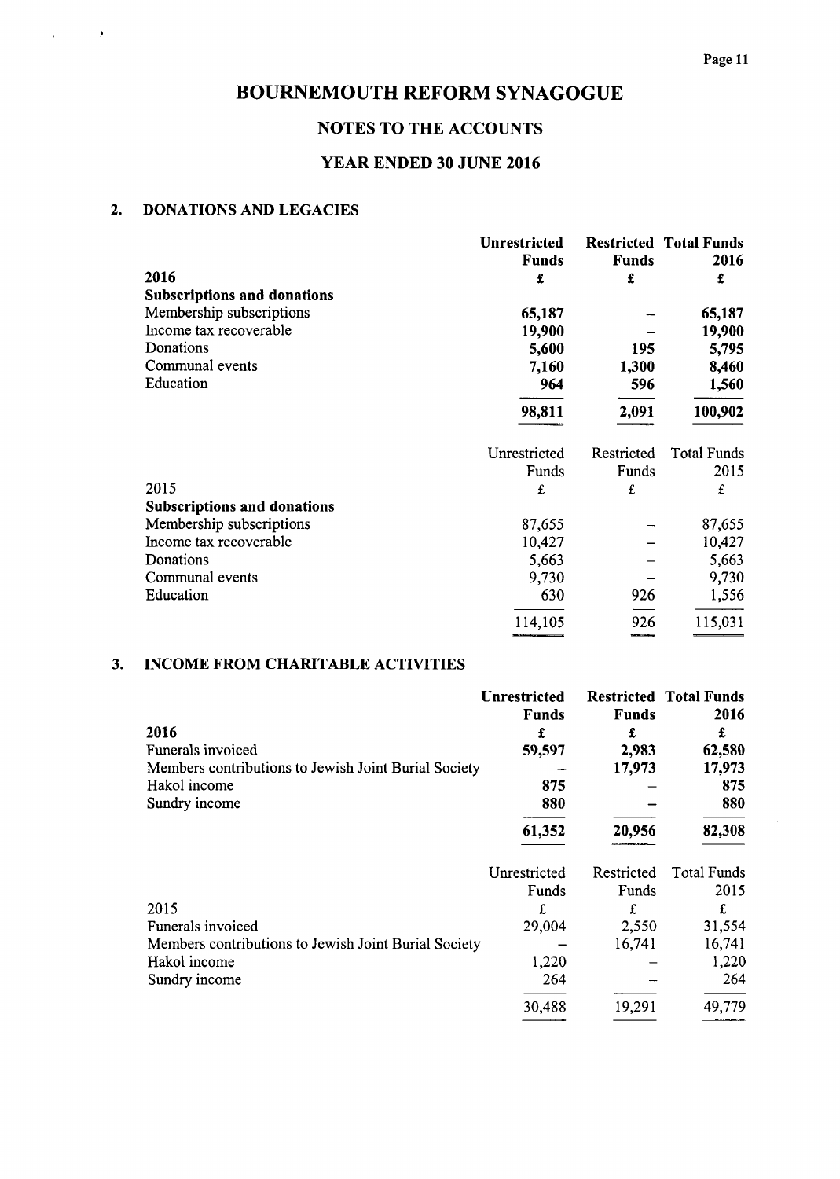# BOURNEMOUTH REFORM SYNAGOGUE

## NOTES TO THE ACCOUNTS

## YEAR ENDED 30 JUNE 2016

### 2. DONATIONS AND LEGACIES

| | **Unrestricted Funds** | **Restricted Funds** | **Total Funds 2016** |
|---|---|---|---|
| **2016** | **£** | **£** | **£** |
| **Subscriptions and donations** | | | |
| Membership subscriptions | **65,187** | **–** | **65,187** |
| Income tax recoverable | **19,900** | **–** | **19,900** |
| Donations | **5,600** | **195** | **5,795** |
| Communal events | **7,160** | **1,300** | **8,460** |
| Education | **964** | **596** | **1,560** |
| | **98,811** | **2,091** | **100,902** |

| | Unrestricted Funds | Restricted Funds | Total Funds 2015 |
|---|---|---|---|
| 2015 | £ | £ | £ |
| **Subscriptions and donations** | | | |
| Membership subscriptions | 87,655 | – | 87,655 |
| Income tax recoverable | 10,427 | – | 10,427 |
| Donations | 5,663 | – | 5,663 |
| Communal events | 9,730 | – | 9,730 |
| Education | 630 | 926 | 1,556 |
| | 114,105 | 926 | 115,031 |

### 3. INCOME FROM CHARITABLE ACTIVITIES

| | **Unrestricted Funds** | **Restricted Funds** | **Total Funds 2016** |
|---|---|---|---|
| **2016** | **£** | **£** | **£** |
| Funerals invoiced | **59,597** | **2,983** | **62,580** |
| Members contributions to Jewish Joint Burial Society | **–** | **17,973** | **17,973** |
| Hakol income | **875** | **–** | **875** |
| Sundry income | **880** | **–** | **880** |
| | **61,352** | **20,956** | **82,308** |

| | Unrestricted Funds | Restricted Funds | Total Funds 2015 |
|---|---|---|---|
| 2015 | £ | £ | £ |
| Funerals invoiced | 29,004 | 2,550 | 31,554 |
| Members contributions to Jewish Joint Burial Society | – | 16,741 | 16,741 |
| Hakol income | 1,220 | – | 1,220 |
| Sundry income | 264 | – | 264 |
| | 30,488 | 19,291 | 49,779 |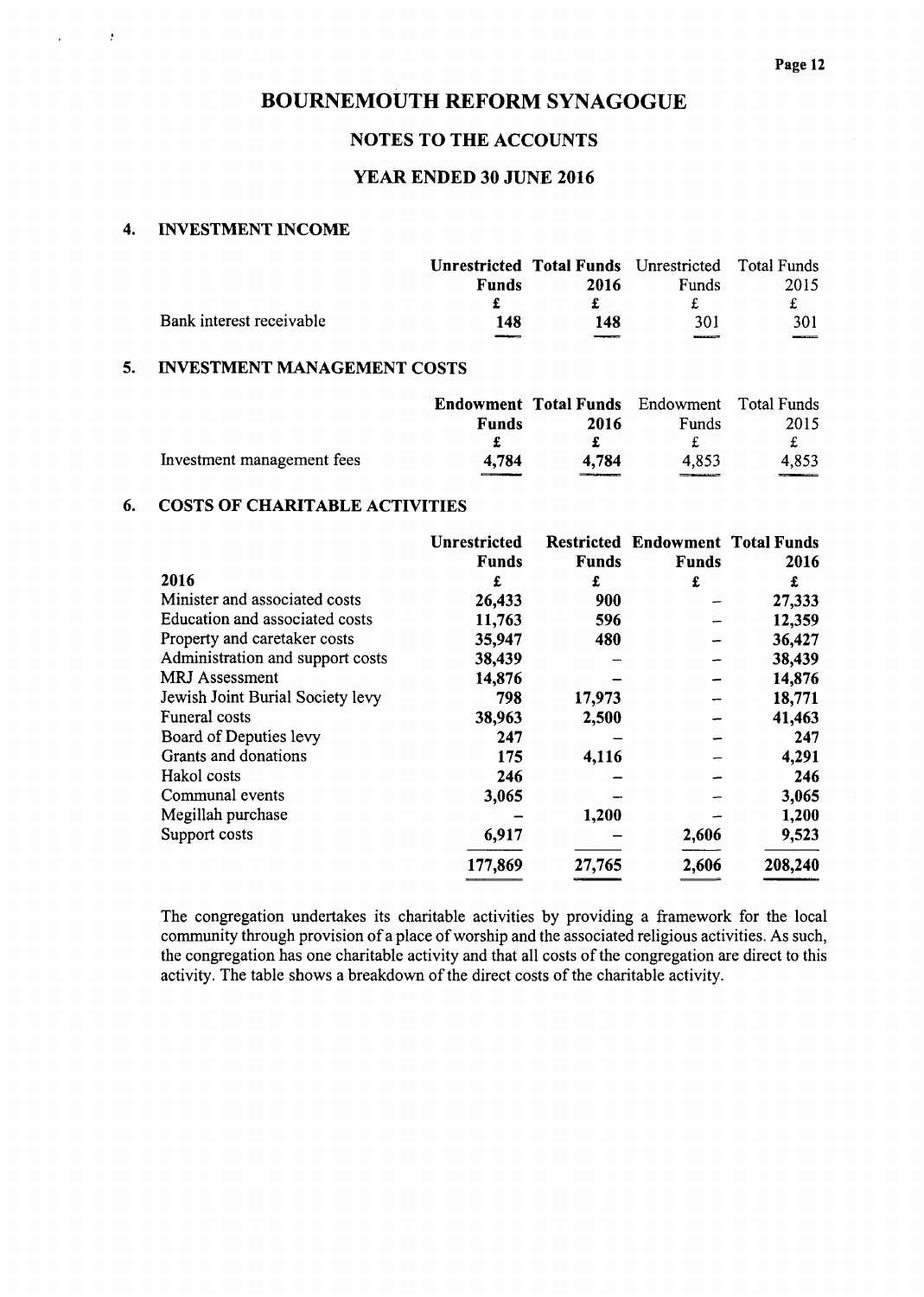# BOURNEMOUTH REFORM SYNAGOGUE

## NOTES TO THE ACCOUNTS

## YEAR ENDED 30 JUNE 2016

### 4. INVESTMENT INCOME

| | **Unrestricted Funds** | **Total Funds 2016** | Unrestricted Funds | Total Funds 2015 |
|---|---|---|---|---|
| | **£** | **£** | £ | £ |
| Bank interest receivable | **148** | **148** | 301 | 301 |

### 5. INVESTMENT MANAGEMENT COSTS

| | **Endowment Funds** | **Total Funds 2016** | Endowment Funds | Total Funds 2015 |
|---|---|---|---|---|
| | **£** | **£** | £ | £ |
| Investment management fees | **4,784** | **4,784** | 4,853 | 4,853 |

### 6. COSTS OF CHARITABLE ACTIVITIES

| | **Unrestricted Funds** | **Restricted Funds** | **Endowment Funds** | **Total Funds 2016** |
|---|---|---|---|---|
| **2016** | **£** | **£** | **£** | **£** |
| Minister and associated costs | **26,433** | **900** | – | **27,333** |
| Education and associated costs | **11,763** | **596** | – | **12,359** |
| Property and caretaker costs | **35,947** | **480** | – | **36,427** |
| Administration and support costs | **38,439** | – | – | **38,439** |
| MRJ Assessment | **14,876** | – | – | **14,876** |
| Jewish Joint Burial Society levy | **798** | **17,973** | – | **18,771** |
| Funeral costs | **38,963** | **2,500** | – | **41,463** |
| Board of Deputies levy | **247** | – | – | **247** |
| Grants and donations | **175** | **4,116** | – | **4,291** |
| Hakol costs | **246** | – | – | **246** |
| Communal events | **3,065** | – | – | **3,065** |
| Megillah purchase | – | **1,200** | – | **1,200** |
| Support costs | **6,917** | – | **2,606** | **9,523** |
| | **177,869** | **27,765** | **2,606** | **208,240** |

The congregation undertakes its charitable activities by providing a framework for the local community through provision of a place of worship and the associated religious activities. As such, the congregation has one charitable activity and that all costs of the congregation are direct to this activity. The table shows a breakdown of the direct costs of the charitable activity.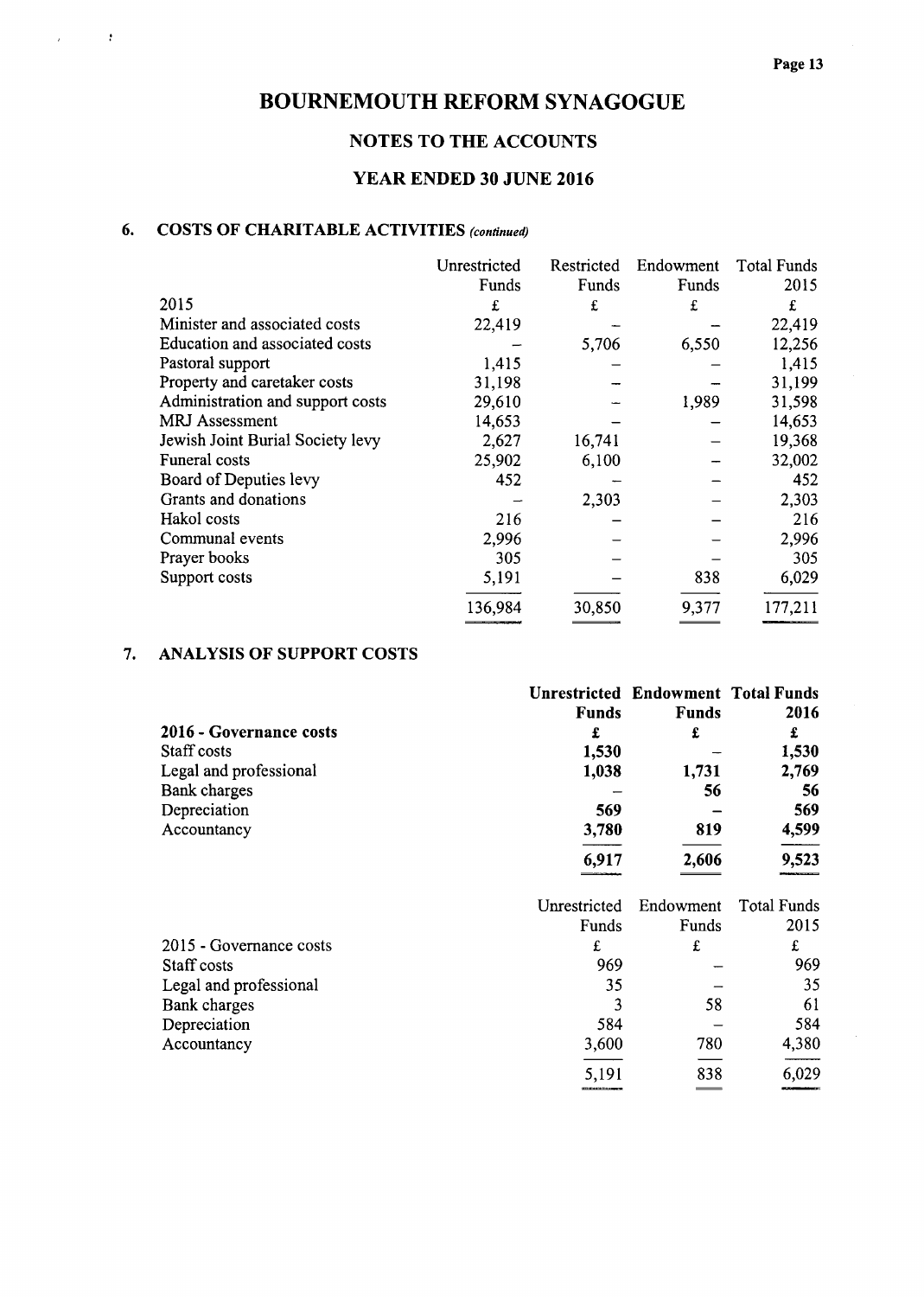# BOURNEMOUTH REFORM SYNAGOGUE

## NOTES TO THE ACCOUNTS

## YEAR ENDED 30 JUNE 2016

### 6. COSTS OF CHARITABLE ACTIVITIES *(continued)*

| 2015 | Unrestricted Funds £ | Restricted Funds £ | Endowment Funds £ | Total Funds 2015 £ |
|---|---|---|---|---|
| Minister and associated costs | 22,419 | – | – | 22,419 |
| Education and associated costs | – | 5,706 | 6,550 | 12,256 |
| Pastoral support | 1,415 | – | – | 1,415 |
| Property and caretaker costs | 31,198 | – | – | 31,199 |
| Administration and support costs | 29,610 | – | 1,989 | 31,598 |
| MRJ Assessment | 14,653 | – | – | 14,653 |
| Jewish Joint Burial Society levy | 2,627 | 16,741 | – | 19,368 |
| Funeral costs | 25,902 | 6,100 | – | 32,002 |
| Board of Deputies levy | 452 | – | – | 452 |
| Grants and donations | – | 2,303 | – | 2,303 |
| Hakol costs | 216 | – | – | 216 |
| Communal events | 2,996 | – | – | 2,996 |
| Prayer books | 305 | – | – | 305 |
| Support costs | 5,191 | – | 838 | 6,029 |
| | 136,984 | 30,850 | 9,377 | 177,211 |

### 7. ANALYSIS OF SUPPORT COSTS

| **2016 - Governance costs** | **Unrestricted Funds £** | **Endowment Funds £** | **Total Funds 2016 £** |
|---|---|---|---|
| Staff costs | **1,530** | – | **1,530** |
| Legal and professional | **1,038** | **1,731** | **2,769** |
| Bank charges | – | **56** | **56** |
| Depreciation | **569** | – | **569** |
| Accountancy | **3,780** | **819** | **4,599** |
| | **6,917** | **2,606** | **9,523** |

| 2015 - Governance costs | Unrestricted Funds £ | Endowment Funds £ | Total Funds 2015 £ |
|---|---|---|---|
| Staff costs | 969 | – | 969 |
| Legal and professional | 35 | – | 35 |
| Bank charges | 3 | 58 | 61 |
| Depreciation | 584 | – | 584 |
| Accountancy | 3,600 | 780 | 4,380 |
| | 5,191 | 838 | 6,029 |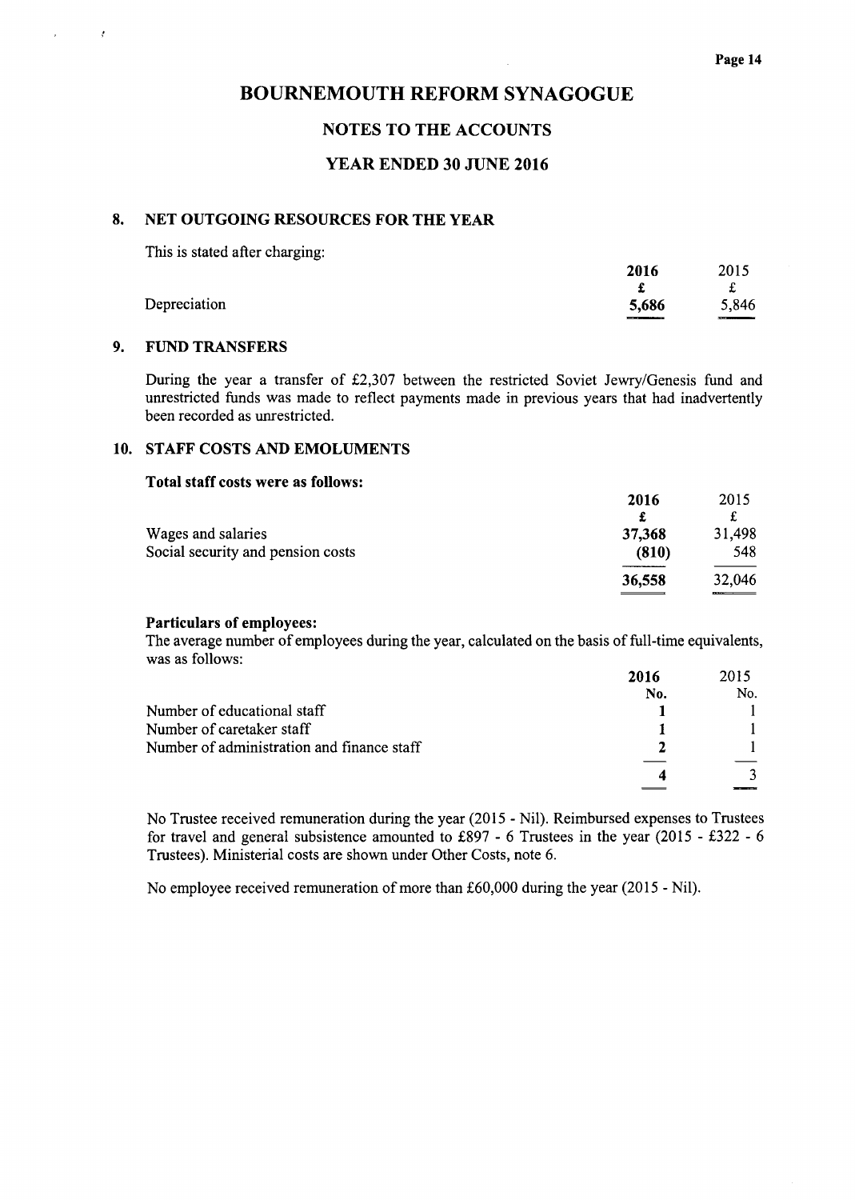# BOURNEMOUTH REFORM SYNAGOGUE

## NOTES TO THE ACCOUNTS

## YEAR ENDED 30 JUNE 2016

### 8. NET OUTGOING RESOURCES FOR THE YEAR

This is stated after charging:

| | 2016 | 2015 |
|---|---|---|
| | £ | £ |
| Depreciation | 5,686 | 5,846 |

### 9. FUND TRANSFERS

During the year a transfer of £2,307 between the restricted Soviet Jewry/Genesis fund and unrestricted funds was made to reflect payments made in previous years that had inadvertently been recorded as unrestricted.

### 10. STAFF COSTS AND EMOLUMENTS

**Total staff costs were as follows:**

| | 2016 | 2015 |
|---|---|---|
| | £ | £ |
| Wages and salaries | 37,368 | 31,498 |
| Social security and pension costs | (810) | 548 |
| | 36,558 | 32,046 |

**Particulars of employees:**

The average number of employees during the year, calculated on the basis of full-time equivalents, was as follows:

| | 2016 | 2015 |
|---|---|---|
| | No. | No. |
| Number of educational staff | 1 | 1 |
| Number of caretaker staff | 1 | 1 |
| Number of administration and finance staff | 2 | 1 |
| | 4 | 3 |

No Trustee received remuneration during the year (2015 - Nil). Reimbursed expenses to Trustees for travel and general subsistence amounted to £897 - 6 Trustees in the year (2015 - £322 - 6 Trustees). Ministerial costs are shown under Other Costs, note 6.

No employee received remuneration of more than £60,000 during the year (2015 - Nil).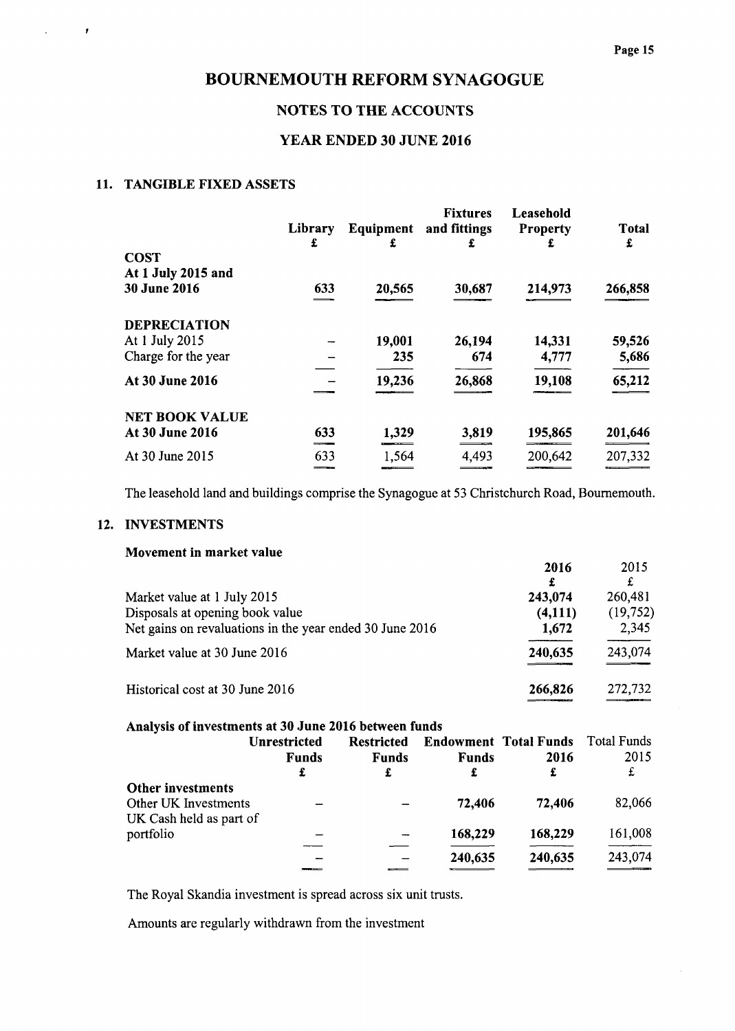# BOURNEMOUTH REFORM SYNAGOGUE

## NOTES TO THE ACCOUNTS

## YEAR ENDED 30 JUNE 2016

### 11. TANGIBLE FIXED ASSETS

| | Library | Equipment | Fixtures and fittings | Leasehold Property | Total |
|---|---|---|---|---|---|
| | £ | £ | £ | £ | £ |
| **COST** | | | | | |
| **At 1 July 2015 and 30 June 2016** | 633 | 20,565 | 30,687 | 214,973 | 266,858 |
| **DEPRECIATION** | | | | | |
| At 1 July 2015 | – | 19,001 | 26,194 | 14,331 | 59,526 |
| Charge for the year | – | 235 | 674 | 4,777 | 5,686 |
| **At 30 June 2016** | – | 19,236 | 26,868 | 19,108 | 65,212 |
| **NET BOOK VALUE** | | | | | |
| **At 30 June 2016** | 633 | 1,329 | 3,819 | 195,865 | 201,646 |
| At 30 June 2015 | 633 | 1,564 | 4,493 | 200,642 | 207,332 |

The leasehold land and buildings comprise the Synagogue at 53 Christchurch Road, Bournemouth.

### 12. INVESTMENTS

**Movement in market value**

| | 2016 | 2015 |
|---|---|---|
| | £ | £ |
| Market value at 1 July 2015 | 243,074 | 260,481 |
| Disposals at opening book value | (4,111) | (19,752) |
| Net gains on revaluations in the year ended 30 June 2016 | 1,672 | 2,345 |
| Market value at 30 June 2016 | 240,635 | 243,074 |
| Historical cost at 30 June 2016 | 266,826 | 272,732 |

**Analysis of investments at 30 June 2016 between funds**

| | Unrestricted Funds | Restricted Funds | Endowment Funds | Total Funds 2016 | Total Funds 2015 |
|---|---|---|---|---|---|
| | £ | £ | £ | £ | £ |
| **Other investments** | | | | | |
| Other UK Investments | – | – | 72,406 | 72,406 | 82,066 |
| UK Cash held as part of portfolio | – | – | 168,229 | 168,229 | 161,008 |
| | – | – | 240,635 | 240,635 | 243,074 |

The Royal Skandia investment is spread across six unit trusts.

Amounts are regularly withdrawn from the investment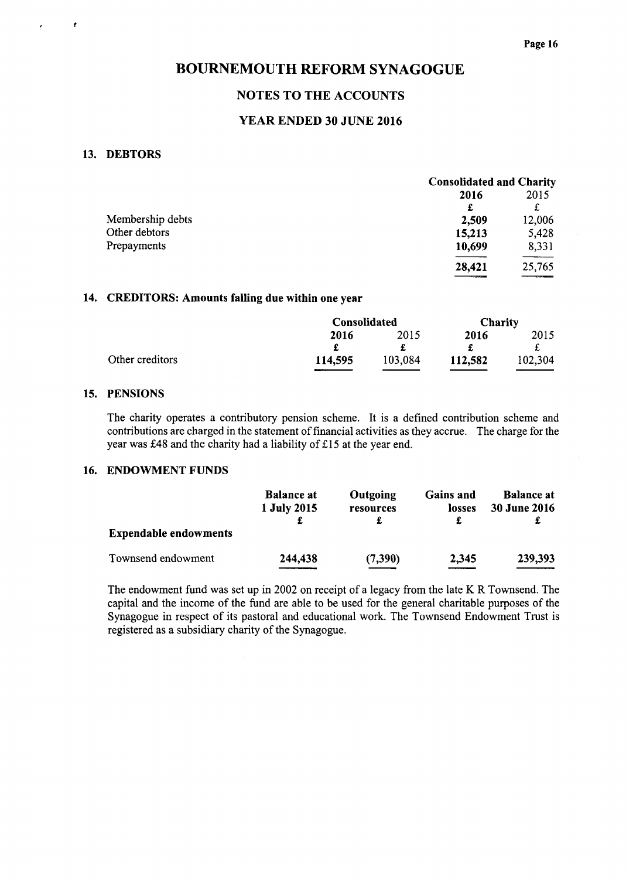# BOURNEMOUTH REFORM SYNAGOGUE

## NOTES TO THE ACCOUNTS

## YEAR ENDED 30 JUNE 2016

### 13. DEBTORS

| | Consolidated and Charity | |
|---|---|---|
| | **2016** | 2015 |
| | **£** | £ |
| Membership debts | **2,509** | 12,006 |
| Other debtors | **15,213** | 5,428 |
| Prepayments | **10,699** | 8,331 |
| | **28,421** | 25,765 |

### 14. CREDITORS: Amounts falling due within one year

| | Consolidated | | Charity | |
|---|---|---|---|---|
| | **2016** | 2015 | **2016** | 2015 |
| | **£** | £ | **£** | £ |
| Other creditors | **114,595** | 103,084 | **112,582** | 102,304 |

### 15. PENSIONS

The charity operates a contributory pension scheme. It is a defined contribution scheme and contributions are charged in the statement of financial activities as they accrue. The charge for the year was £48 and the charity had a liability of £15 at the year end.

### 16. ENDOWMENT FUNDS

| | Balance at 1 July 2015 | Outgoing resources | Gains and losses | Balance at 30 June 2016 |
|---|---|---|---|---|
| | £ | £ | £ | £ |
| **Expendable endowments** | | | | |
| Townsend endowment | **244,438** | **(7,390)** | **2,345** | **239,393** |

The endowment fund was set up in 2002 on receipt of a legacy from the late K R Townsend. The capital and the income of the fund are able to be used for the general charitable purposes of the Synagogue in respect of its pastoral and educational work. The Townsend Endowment Trust is registered as a subsidiary charity of the Synagogue.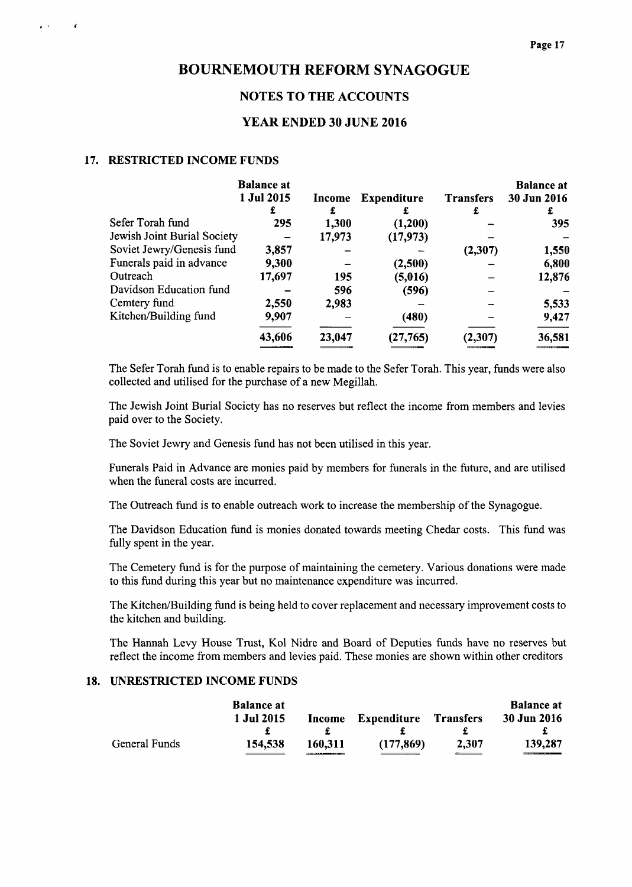# BOURNEMOUTH REFORM SYNAGOGUE

## NOTES TO THE ACCOUNTS

## YEAR ENDED 30 JUNE 2016

### 17. RESTRICTED INCOME FUNDS

| | Balance at 1 Jul 2015 | Income | Expenditure | Transfers | Balance at 30 Jun 2016 |
|---|---|---|---|---|---|
| | £ | £ | £ | £ | £ |
| Sefer Torah fund | 295 | 1,300 | (1,200) | – | 395 |
| Jewish Joint Burial Society | – | 17,973 | (17,973) | – | – |
| Soviet Jewry/Genesis fund | 3,857 | – | – | (2,307) | 1,550 |
| Funerals paid in advance | 9,300 | – | (2,500) | – | 6,800 |
| Outreach | 17,697 | 195 | (5,016) | – | 12,876 |
| Davidson Education fund | – | 596 | (596) | – | – |
| Cemtery fund | 2,550 | 2,983 | – | – | 5,533 |
| Kitchen/Building fund | 9,907 | – | (480) | – | 9,427 |
| | 43,606 | 23,047 | (27,765) | (2,307) | 36,581 |

The Sefer Torah fund is to enable repairs to be made to the Sefer Torah. This year, funds were also collected and utilised for the purchase of a new Megillah.

The Jewish Joint Burial Society has no reserves but reflect the income from members and levies paid over to the Society.

The Soviet Jewry and Genesis fund has not been utilised in this year.

Funerals Paid in Advance are monies paid by members for funerals in the future, and are utilised when the funeral costs are incurred.

The Outreach fund is to enable outreach work to increase the membership of the Synagogue.

The Davidson Education fund is monies donated towards meeting Chedar costs. This fund was fully spent in the year.

The Cemetery fund is for the purpose of maintaining the cemetery. Various donations were made to this fund during this year but no maintenance expenditure was incurred.

The Kitchen/Building fund is being held to cover replacement and necessary improvement costs to the kitchen and building.

The Hannah Levy House Trust, Kol Nidre and Board of Deputies funds have no reserves but reflect the income from members and levies paid. These monies are shown within other creditors

### 18. UNRESTRICTED INCOME FUNDS

| | Balance at 1 Jul 2015 | Income | Expenditure | Transfers | Balance at 30 Jun 2016 |
|---|---|---|---|---|---|
| | £ | £ | £ | £ | £ |
| General Funds | 154,538 | 160,311 | (177,869) | 2,307 | 139,287 |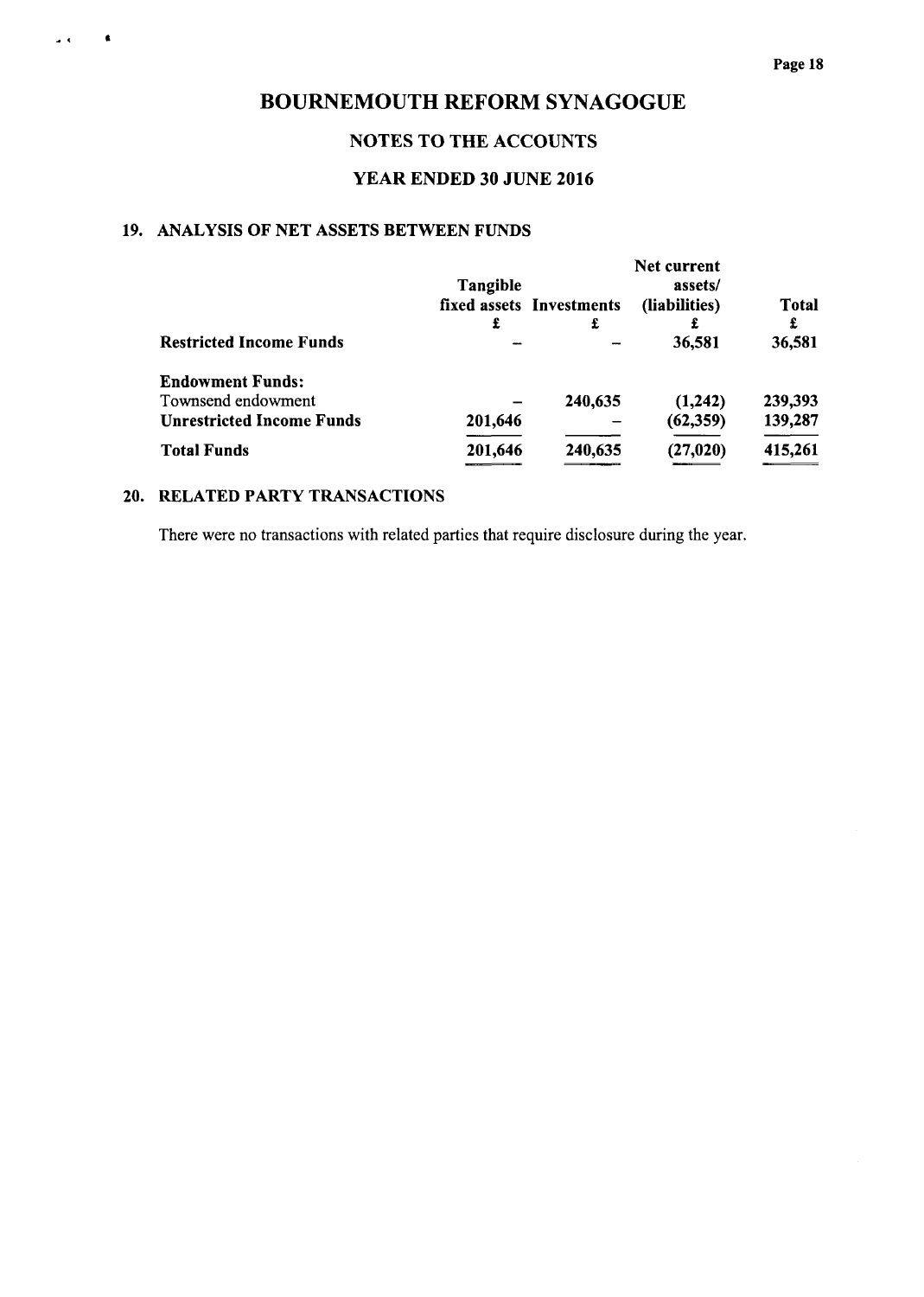# BOURNEMOUTH REFORM SYNAGOGUE

## NOTES TO THE ACCOUNTS

## YEAR ENDED 30 JUNE 2016

### 19. ANALYSIS OF NET ASSETS BETWEEN FUNDS

| | Tangible fixed assets £ | Investments £ | Net current assets/ (liabilities) £ | Total £ |
|---|---|---|---|---|
| **Restricted Income Funds** | – | – | 36,581 | 36,581 |
| **Endowment Funds:** | | | | |
| Townsend endowment | – | 240,635 | (1,242) | 239,393 |
| **Unrestricted Income Funds** | 201,646 | – | (62,359) | 139,287 |
| **Total Funds** | 201,646 | 240,635 | (27,020) | 415,261 |

### 20. RELATED PARTY TRANSACTIONS

There were no transactions with related parties that require disclosure during the year.